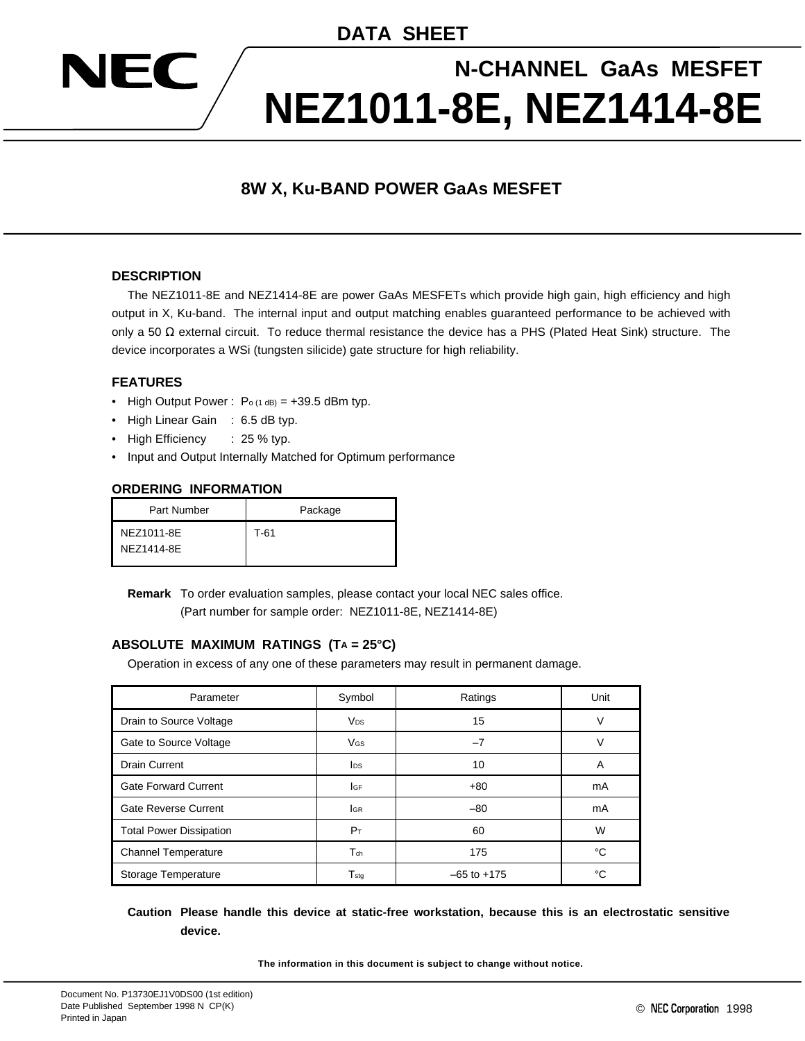DATA SHEET

NEC

# N-CHANNEL GaAs MESFET
# NEZ1011-8E, NEZ1414-8E

## 8W X, Ku-BAND POWER GaAs MESFET

### DESCRIPTION

The NEZ1011-8E and NEZ1414-8E are power GaAs MESFETs which provide high gain, high efficiency and high output in X, Ku-band. The internal input and output matching enables guaranteed performance to be achieved with only a 50 Ω external circuit. To reduce thermal resistance the device has a PHS (Plated Heat Sink) structure. The device incorporates a WSi (tungsten silicide) gate structure for high reliability.

### FEATURES

- High Output Power : $P_{o\,(1\,dB)}$ = +39.5 dBm typ.
- High Linear Gain : 6.5 dB typ.
- High Efficiency : 25 % typ.
- Input and Output Internally Matched for Optimum performance

### ORDERING INFORMATION

| Part Number | Package |
|---|---|
| NEZ1011-8E<br>NEZ1414-8E | T-61 |

**Remark** To order evaluation samples, please contact your local NEC sales office.
(Part number for sample order: NEZ1011-8E, NEZ1414-8E)

### ABSOLUTE MAXIMUM RATINGS ($T_A$ = 25°C)

Operation in excess of any one of these parameters may result in permanent damage.

| Parameter | Symbol | Ratings | Unit |
|---|---|---|---|
| Drain to Source Voltage | $V_{DS}$ | 15 | V |
| Gate to Source Voltage | $V_{GS}$ | –7 | V |
| Drain Current | $I_{DS}$ | 10 | A |
| Gate Forward Current | $I_{GF}$ | +80 | mA |
| Gate Reverse Current | $I_{GR}$ | –80 | mA |
| Total Power Dissipation | $P_T$ | 60 | W |
| Channel Temperature | $T_{ch}$ | 175 | °C |
| Storage Temperature | $T_{stg}$ | –65 to +175 | °C |

**Caution Please handle this device at static-free workstation, because this is an electrostatic sensitive device.**

**The information in this document is subject to change without notice.**

Document No. P13730EJ1V0DS00 (1st edition)
Date Published September 1998 N CP(K)
Printed in Japan

© NEC Corporation 1998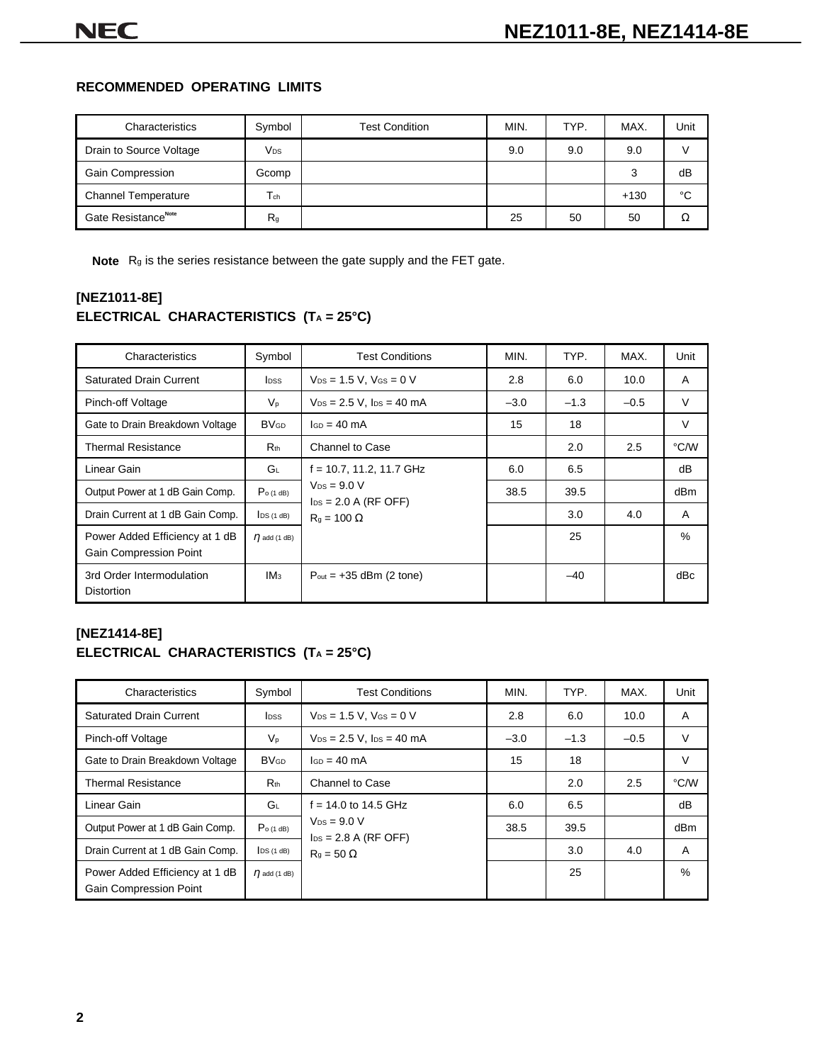## RECOMMENDED OPERATING LIMITS

| Characteristics | Symbol | Test Condition | MIN. | TYP. | MAX. | Unit |
|---|---|---|---|---|---|---|
| Drain to Source Voltage | $V_{DS}$ | | 9.0 | 9.0 | 9.0 | V |
| Gain Compression | Gcomp | | | | 3 | dB |
| Channel Temperature | $T_{ch}$ | | | | +130 | °C |
| Gate Resistance[Note] | $R_g$ | | 25 | 50 | 50 | Ω |

**Note** $R_g$ is the series resistance between the gate supply and the FET gate.

### [NEZ1011-8E]
### ELECTRICAL CHARACTERISTICS ($T_A$ = 25°C)

| Characteristics | Symbol | Test Conditions | MIN. | TYP. | MAX. | Unit |
|---|---|---|---|---|---|---|
| Saturated Drain Current | $I_{DSS}$ | $V_{DS}$ = 1.5 V, $V_{GS}$ = 0 V | 2.8 | 6.0 | 10.0 | A |
| Pinch-off Voltage | $V_p$ | $V_{DS}$ = 2.5 V, $I_{DS}$ = 40 mA | –3.0 | –1.3 | –0.5 | V |
| Gate to Drain Breakdown Voltage | $BV_{GD}$ | $I_{GD}$ = 40 mA | 15 | 18 | | V |
| Thermal Resistance | $R_{th}$ | Channel to Case | | 2.0 | 2.5 | °C/W |
| Linear Gain | $G_L$ | f = 10.7, 11.2, 11.7 GHz<br>$V_{DS}$ = 9.0 V<br>$I_{DS}$ = 2.0 A (RF OFF)<br>$R_g$ = 100 Ω | 6.0 | 6.5 | | dB |
| Output Power at 1 dB Gain Comp. | $P_{o\,(1\,dB)}$ | | 38.5 | 39.5 | | dBm |
| Drain Current at 1 dB Gain Comp. | $I_{DS\,(1\,dB)}$ | | | 3.0 | 4.0 | A |
| Power Added Efficiency at 1 dB Gain Compression Point | $\eta_{add\,(1\,dB)}$ | | | 25 | | % |
| 3rd Order Intermodulation Distortion | $IM_3$ | $P_{out}$ = +35 dBm (2 tone) | | –40 | | dBc |

### [NEZ1414-8E]
### ELECTRICAL CHARACTERISTICS ($T_A$ = 25°C)

| Characteristics | Symbol | Test Conditions | MIN. | TYP. | MAX. | Unit |
|---|---|---|---|---|---|---|
| Saturated Drain Current | $I_{DSS}$ | $V_{DS}$ = 1.5 V, $V_{GS}$ = 0 V | 2.8 | 6.0 | 10.0 | A |
| Pinch-off Voltage | $V_p$ | $V_{DS}$ = 2.5 V, $I_{DS}$ = 40 mA | –3.0 | –1.3 | –0.5 | V |
| Gate to Drain Breakdown Voltage | $BV_{GD}$ | $I_{GD}$ = 40 mA | 15 | 18 | | V |
| Thermal Resistance | $R_{th}$ | Channel to Case | | 2.0 | 2.5 | °C/W |
| Linear Gain | $G_L$ | f = 14.0 to 14.5 GHz<br>$V_{DS}$ = 9.0 V<br>$I_{DS}$ = 2.8 A (RF OFF)<br>$R_g$ = 50 Ω | 6.0 | 6.5 | | dB |
| Output Power at 1 dB Gain Comp. | $P_{o\,(1\,dB)}$ | | 38.5 | 39.5 | | dBm |
| Drain Current at 1 dB Gain Comp. | $I_{DS\,(1\,dB)}$ | | | 3.0 | 4.0 | A |
| Power Added Efficiency at 1 dB Gain Compression Point | $\eta_{add\,(1\,dB)}$ | | | 25 | | % |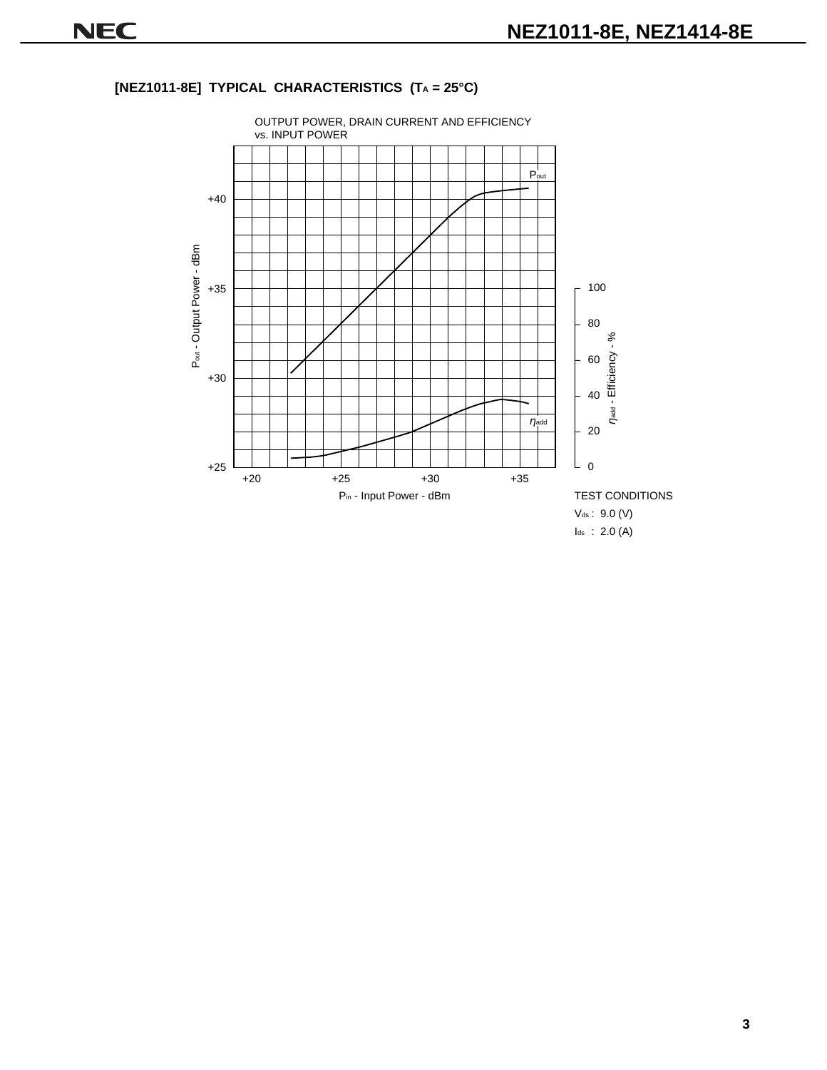### [NEZ1011-8E] TYPICAL CHARACTERISTICS ($T_A$ = 25°C)

OUTPUT POWER, DRAIN CURRENT AND EFFICIENCY vs. INPUT POWER

$P_{out}$ - Output Power - dBm

$\eta_{add}$ - Efficiency - %

$P_{in}$ - Input Power - dBm

TEST CONDITIONS

$V_{ds}$ : 9.0 (V)

$I_{ds}$ : 2.0 (A)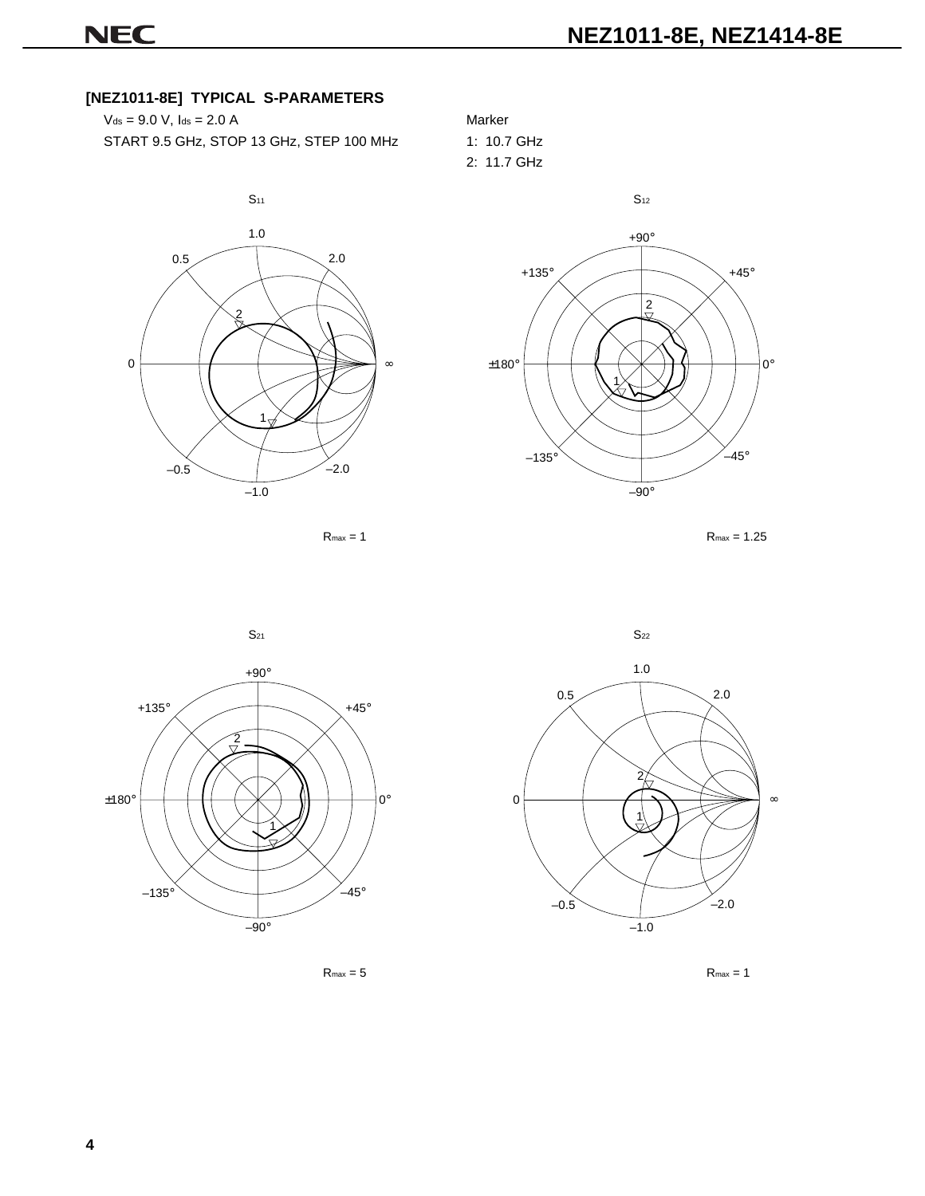## [NEZ1011-8E] TYPICAL S-PARAMETERS

$V_{ds}$ = 9.0 V, $I_{ds}$ = 2.0 A

START 9.5 GHz, STOP 13 GHz, STEP 100 MHz

Marker

1: 10.7 GHz

2: 11.7 GHz

$S_{11}$

$R_{max}$ = 1

$S_{12}$

$R_{max}$ = 1.25

$S_{21}$

$R_{max}$ = 5

$S_{22}$

$R_{max}$ = 1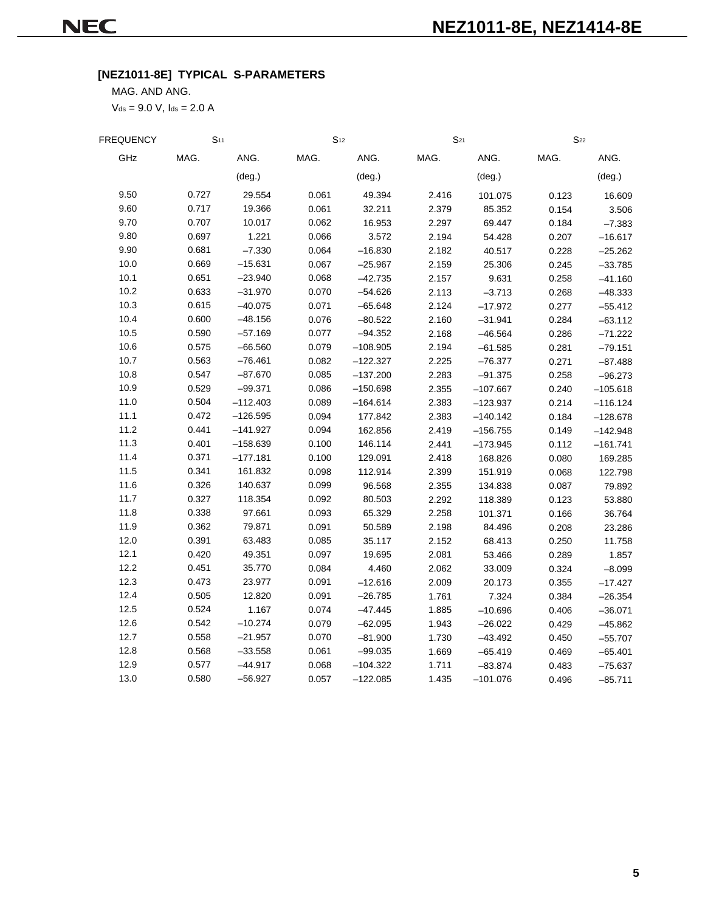### [NEZ1011-8E] TYPICAL S-PARAMETERS

MAG. AND ANG.

$V_{ds}$ = 9.0 V, $I_{ds}$ = 2.0 A

| FREQUENCY | $S_{11}$ | | $S_{12}$ | | $S_{21}$ | | $S_{22}$ | |
|---|---|---|---|---|---|---|---|---|
| GHz | MAG. | ANG. (deg.) | MAG. | ANG. (deg.) | MAG. | ANG. (deg.) | MAG. | ANG. (deg.) |
| 9.50 | 0.727 | 29.554 | 0.061 | 49.394 | 2.416 | 101.075 | 0.123 | 16.609 |
| 9.60 | 0.717 | 19.366 | 0.061 | 32.211 | 2.379 | 85.352 | 0.154 | 3.506 |
| 9.70 | 0.707 | 10.017 | 0.062 | 16.953 | 2.297 | 69.447 | 0.184 | –7.383 |
| 9.80 | 0.697 | 1.221 | 0.066 | 3.572 | 2.194 | 54.428 | 0.207 | –16.617 |
| 9.90 | 0.681 | –7.330 | 0.064 | –16.830 | 2.182 | 40.517 | 0.228 | –25.262 |
| 10.0 | 0.669 | –15.631 | 0.067 | –25.967 | 2.159 | 25.306 | 0.245 | –33.785 |
| 10.1 | 0.651 | –23.940 | 0.068 | –42.735 | 2.157 | 9.631 | 0.258 | –41.160 |
| 10.2 | 0.633 | –31.970 | 0.070 | –54.626 | 2.113 | –3.713 | 0.268 | –48.333 |
| 10.3 | 0.615 | –40.075 | 0.071 | –65.648 | 2.124 | –17.972 | 0.277 | –55.412 |
| 10.4 | 0.600 | –48.156 | 0.076 | –80.522 | 2.160 | –31.941 | 0.284 | –63.112 |
| 10.5 | 0.590 | –57.169 | 0.077 | –94.352 | 2.168 | –46.564 | 0.286 | –71.222 |
| 10.6 | 0.575 | –66.560 | 0.079 | –108.905 | 2.194 | –61.585 | 0.281 | –79.151 |
| 10.7 | 0.563 | –76.461 | 0.082 | –122.327 | 2.225 | –76.377 | 0.271 | –87.488 |
| 10.8 | 0.547 | –87.670 | 0.085 | –137.200 | 2.283 | –91.375 | 0.258 | –96.273 |
| 10.9 | 0.529 | –99.371 | 0.086 | –150.698 | 2.355 | –107.667 | 0.240 | –105.618 |
| 11.0 | 0.504 | –112.403 | 0.089 | –164.614 | 2.383 | –123.937 | 0.214 | –116.124 |
| 11.1 | 0.472 | –126.595 | 0.094 | 177.842 | 2.383 | –140.142 | 0.184 | –128.678 |
| 11.2 | 0.441 | –141.927 | 0.094 | 162.856 | 2.419 | –156.755 | 0.149 | –142.948 |
| 11.3 | 0.401 | –158.639 | 0.100 | 146.114 | 2.441 | –173.945 | 0.112 | –161.741 |
| 11.4 | 0.371 | –177.181 | 0.100 | 129.091 | 2.418 | 168.826 | 0.080 | 169.285 |
| 11.5 | 0.341 | 161.832 | 0.098 | 112.914 | 2.399 | 151.919 | 0.068 | 122.798 |
| 11.6 | 0.326 | 140.637 | 0.099 | 96.568 | 2.355 | 134.838 | 0.087 | 79.892 |
| 11.7 | 0.327 | 118.354 | 0.092 | 80.503 | 2.292 | 118.389 | 0.123 | 53.880 |
| 11.8 | 0.338 | 97.661 | 0.093 | 65.329 | 2.258 | 101.371 | 0.166 | 36.764 |
| 11.9 | 0.362 | 79.871 | 0.091 | 50.589 | 2.198 | 84.496 | 0.208 | 23.286 |
| 12.0 | 0.391 | 63.483 | 0.085 | 35.117 | 2.152 | 68.413 | 0.250 | 11.758 |
| 12.1 | 0.420 | 49.351 | 0.097 | 19.695 | 2.081 | 53.466 | 0.289 | 1.857 |
| 12.2 | 0.451 | 35.770 | 0.084 | 4.460 | 2.062 | 33.009 | 0.324 | –8.099 |
| 12.3 | 0.473 | 23.977 | 0.091 | –12.616 | 2.009 | 20.173 | 0.355 | –17.427 |
| 12.4 | 0.505 | 12.820 | 0.091 | –26.785 | 1.761 | 7.324 | 0.384 | –26.354 |
| 12.5 | 0.524 | 1.167 | 0.074 | –47.445 | 1.885 | –10.696 | 0.406 | –36.071 |
| 12.6 | 0.542 | –10.274 | 0.079 | –62.095 | 1.943 | –26.022 | 0.429 | –45.862 |
| 12.7 | 0.558 | –21.957 | 0.070 | –81.900 | 1.730 | –43.492 | 0.450 | –55.707 |
| 12.8 | 0.568 | –33.558 | 0.061 | –99.035 | 1.669 | –65.419 | 0.469 | –65.401 |
| 12.9 | 0.577 | –44.917 | 0.068 | –104.322 | 1.711 | –83.874 | 0.483 | –75.637 |
| 13.0 | 0.580 | –56.927 | 0.057 | –122.085 | 1.435 | –101.076 | 0.496 | –85.711 |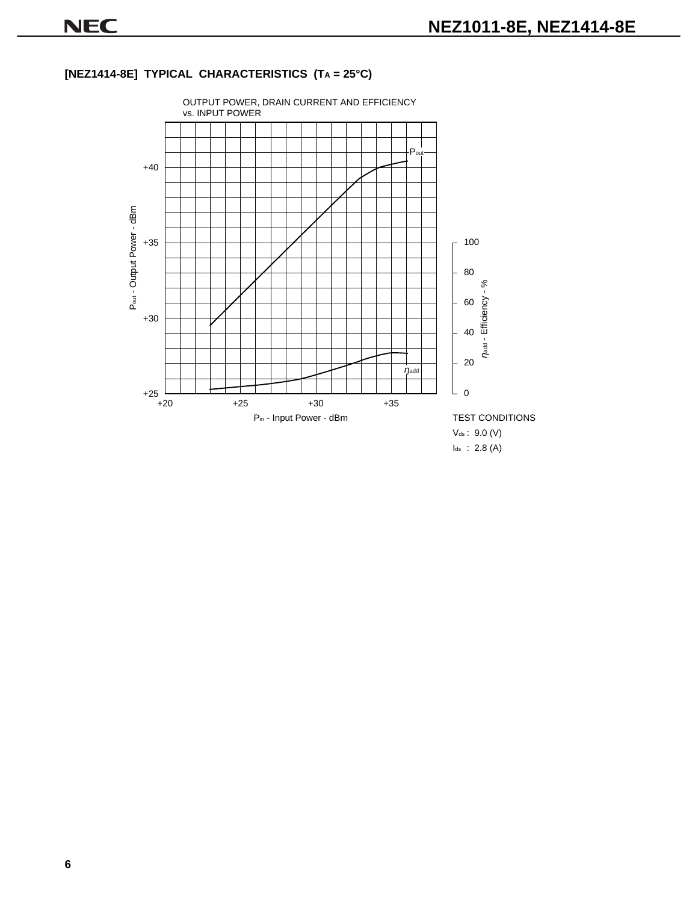## [NEZ1414-8E] TYPICAL CHARACTERISTICS ($T_A$ = 25°C)

OUTPUT POWER, DRAIN CURRENT AND EFFICIENCY vs. INPUT POWER

$P_{out}$ - Output Power - dBm

$P_{in}$ - Input Power - dBm

$\eta_{add}$ - Efficiency - %

TEST CONDITIONS

$V_{ds}$ : 9.0 (V)

$I_{ds}$ : 2.8 (A)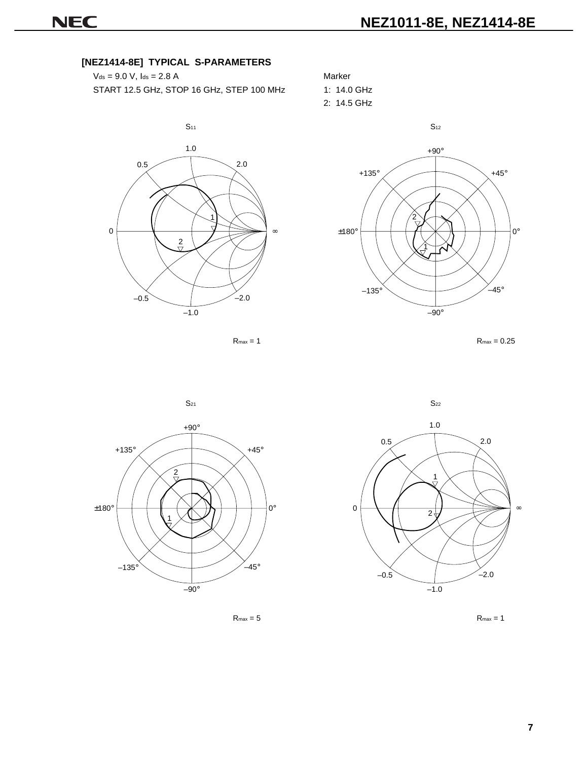### [NEZ1414-8E] TYPICAL S-PARAMETERS

$V_{ds}$ = 9.0 V, $I_{ds}$ = 2.8 A

START 12.5 GHz, STOP 16 GHz, STEP 100 MHz

Marker

1: 14.0 GHz

2: 14.5 GHz

$S_{11}$

$R_{max}$ = 1

$S_{12}$

$R_{max}$ = 0.25

$S_{21}$

$R_{max}$ = 5

$S_{22}$

$R_{max}$ = 1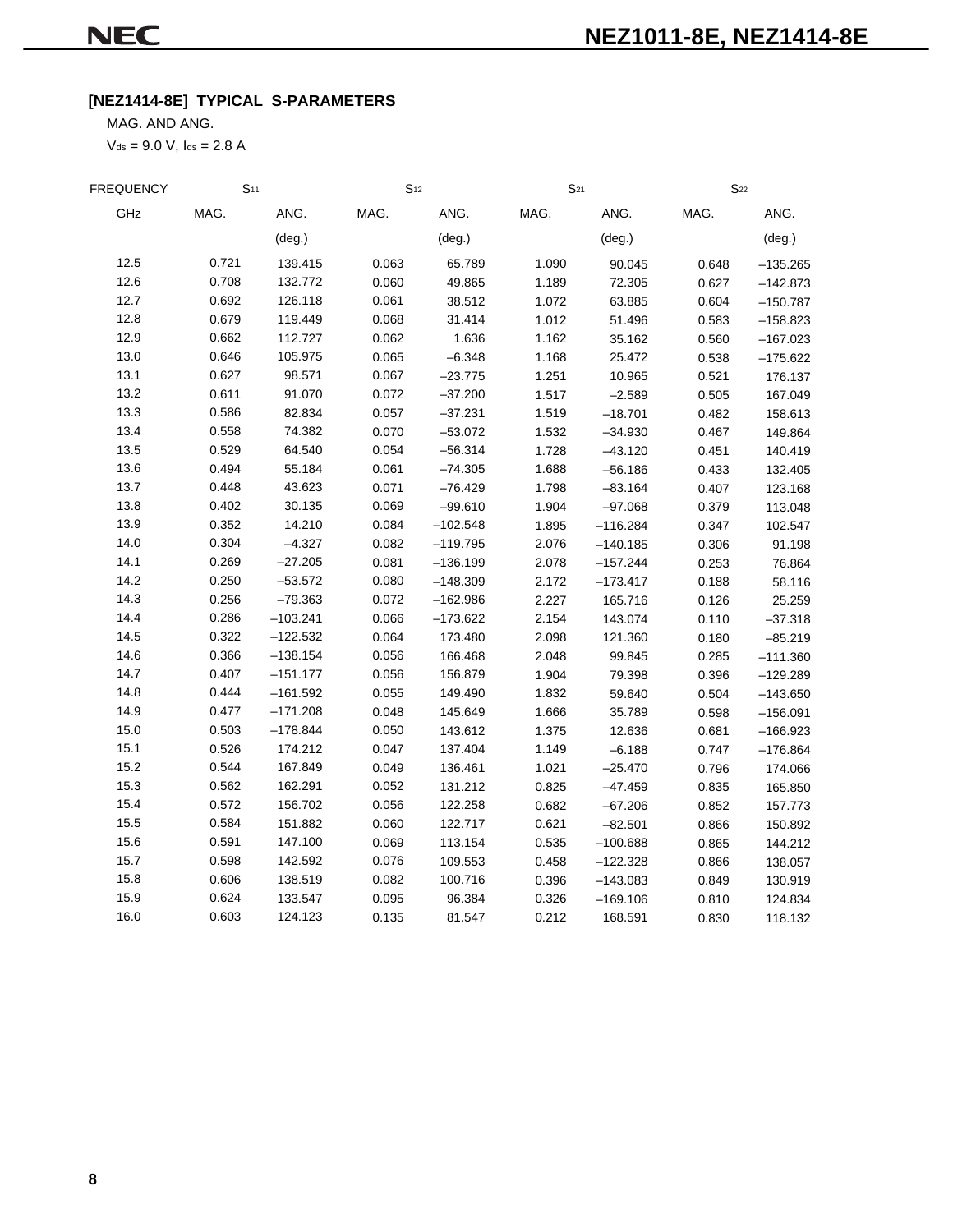### [NEZ1414-8E] TYPICAL S-PARAMETERS

MAG. AND ANG.

$V_{ds}$ = 9.0 V, $I_{ds}$ = 2.8 A

| FREQUENCY | S11 | | S12 | | S21 | | S22 | |
|---|---|---|---|---|---|---|---|---|
| GHz | MAG. | ANG. (deg.) | MAG. | ANG. (deg.) | MAG. | ANG. (deg.) | MAG. | ANG. (deg.) |
| 12.5 | 0.721 | 139.415 | 0.063 | 65.789 | 1.090 | 90.045 | 0.648 | −135.265 |
| 12.6 | 0.708 | 132.772 | 0.060 | 49.865 | 1.189 | 72.305 | 0.627 | −142.873 |
| 12.7 | 0.692 | 126.118 | 0.061 | 38.512 | 1.072 | 63.885 | 0.604 | −150.787 |
| 12.8 | 0.679 | 119.449 | 0.068 | 31.414 | 1.012 | 51.496 | 0.583 | −158.823 |
| 12.9 | 0.662 | 112.727 | 0.062 | 1.636 | 1.162 | 35.162 | 0.560 | −167.023 |
| 13.0 | 0.646 | 105.975 | 0.065 | −6.348 | 1.168 | 25.472 | 0.538 | −175.622 |
| 13.1 | 0.627 | 98.571 | 0.067 | −23.775 | 1.251 | 10.965 | 0.521 | 176.137 |
| 13.2 | 0.611 | 91.070 | 0.072 | −37.200 | 1.517 | −2.589 | 0.505 | 167.049 |
| 13.3 | 0.586 | 82.834 | 0.057 | −37.231 | 1.519 | −18.701 | 0.482 | 158.613 |
| 13.4 | 0.558 | 74.382 | 0.070 | −53.072 | 1.532 | −34.930 | 0.467 | 149.864 |
| 13.5 | 0.529 | 64.540 | 0.054 | −56.314 | 1.728 | −43.120 | 0.451 | 140.419 |
| 13.6 | 0.494 | 55.184 | 0.061 | −74.305 | 1.688 | −56.186 | 0.433 | 132.405 |
| 13.7 | 0.448 | 43.623 | 0.071 | −76.429 | 1.798 | −83.164 | 0.407 | 123.168 |
| 13.8 | 0.402 | 30.135 | 0.069 | −99.610 | 1.904 | −97.068 | 0.379 | 113.048 |
| 13.9 | 0.352 | 14.210 | 0.084 | −102.548 | 1.895 | −116.284 | 0.347 | 102.547 |
| 14.0 | 0.304 | −4.327 | 0.082 | −119.795 | 2.076 | −140.185 | 0.306 | 91.198 |
| 14.1 | 0.269 | −27.205 | 0.081 | −136.199 | 2.078 | −157.244 | 0.253 | 76.864 |
| 14.2 | 0.250 | −53.572 | 0.080 | −148.309 | 2.172 | −173.417 | 0.188 | 58.116 |
| 14.3 | 0.256 | −79.363 | 0.072 | −162.986 | 2.227 | 165.716 | 0.126 | 25.259 |
| 14.4 | 0.286 | −103.241 | 0.066 | −173.622 | 2.154 | 143.074 | 0.110 | −37.318 |
| 14.5 | 0.322 | −122.532 | 0.064 | 173.480 | 2.098 | 121.360 | 0.180 | −85.219 |
| 14.6 | 0.366 | −138.154 | 0.056 | 166.468 | 2.048 | 99.845 | 0.285 | −111.360 |
| 14.7 | 0.407 | −151.177 | 0.056 | 156.879 | 1.904 | 79.398 | 0.396 | −129.289 |
| 14.8 | 0.444 | −161.592 | 0.055 | 149.490 | 1.832 | 59.640 | 0.504 | −143.650 |
| 14.9 | 0.477 | −171.208 | 0.048 | 145.649 | 1.666 | 35.789 | 0.598 | −156.091 |
| 15.0 | 0.503 | −178.844 | 0.050 | 143.612 | 1.375 | 12.636 | 0.681 | −166.923 |
| 15.1 | 0.526 | 174.212 | 0.047 | 137.404 | 1.149 | −6.188 | 0.747 | −176.864 |
| 15.2 | 0.544 | 167.849 | 0.049 | 136.461 | 1.021 | −25.470 | 0.796 | 174.066 |
| 15.3 | 0.562 | 162.291 | 0.052 | 131.212 | 0.825 | −47.459 | 0.835 | 165.850 |
| 15.4 | 0.572 | 156.702 | 0.056 | 122.258 | 0.682 | −67.206 | 0.852 | 157.773 |
| 15.5 | 0.584 | 151.882 | 0.060 | 122.717 | 0.621 | −82.501 | 0.866 | 150.892 |
| 15.6 | 0.591 | 147.100 | 0.069 | 113.154 | 0.535 | −100.688 | 0.865 | 144.212 |
| 15.7 | 0.598 | 142.592 | 0.076 | 109.553 | 0.458 | −122.328 | 0.866 | 138.057 |
| 15.8 | 0.606 | 138.519 | 0.082 | 100.716 | 0.396 | −143.083 | 0.849 | 130.919 |
| 15.9 | 0.624 | 133.547 | 0.095 | 96.384 | 0.326 | −169.106 | 0.810 | 124.834 |
| 16.0 | 0.603 | 124.123 | 0.135 | 81.547 | 0.212 | 168.591 | 0.830 | 118.132 |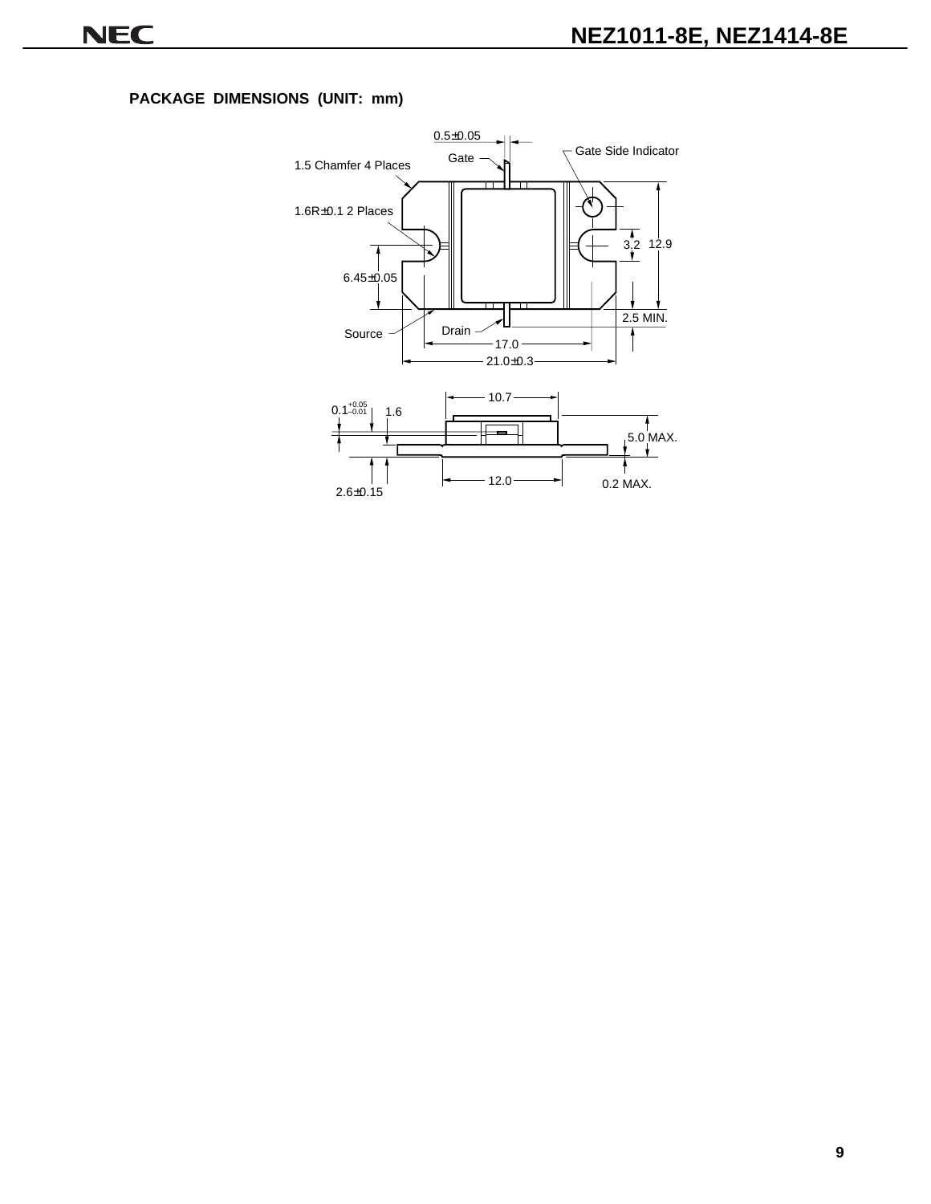## PACKAGE DIMENSIONS (UNIT: mm)

0.5±0.05

Gate

Gate Side Indicator

1.5 Chamfer 4 Places

1.6R±0.1 2 Places

3.2

12.9

6.45±0.05

2.5 MIN.

Source

Drain

17.0

21.0±0.3

10.7

$0.1^{+0.05}_{-0.01}$

1.6

5.0 MAX.

12.0

0.2 MAX.

2.6±0.15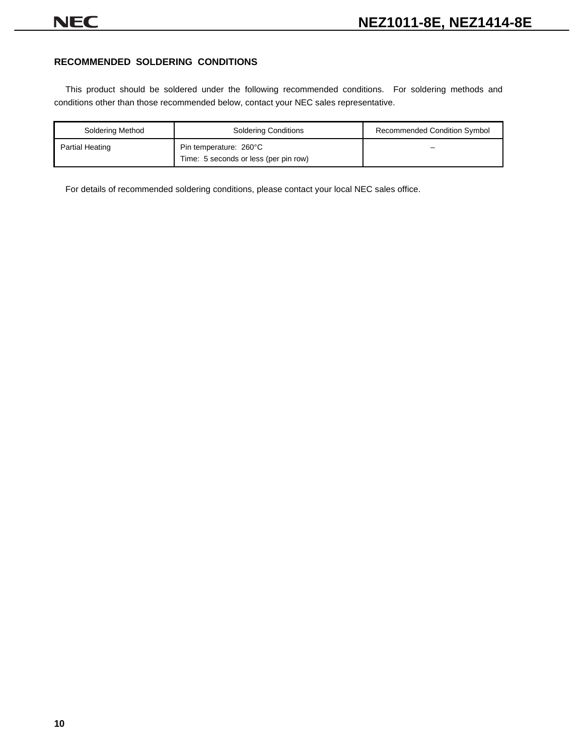## RECOMMENDED SOLDERING CONDITIONS

This product should be soldered under the following recommended conditions. For soldering methods and conditions other than those recommended below, contact your NEC sales representative.

| Soldering Method | Soldering Conditions | Recommended Condition Symbol |
|---|---|---|
| Partial Heating | Pin temperature: 260°C<br>Time: 5 seconds or less (per pin row) | – |

For details of recommended soldering conditions, please contact your local NEC sales office.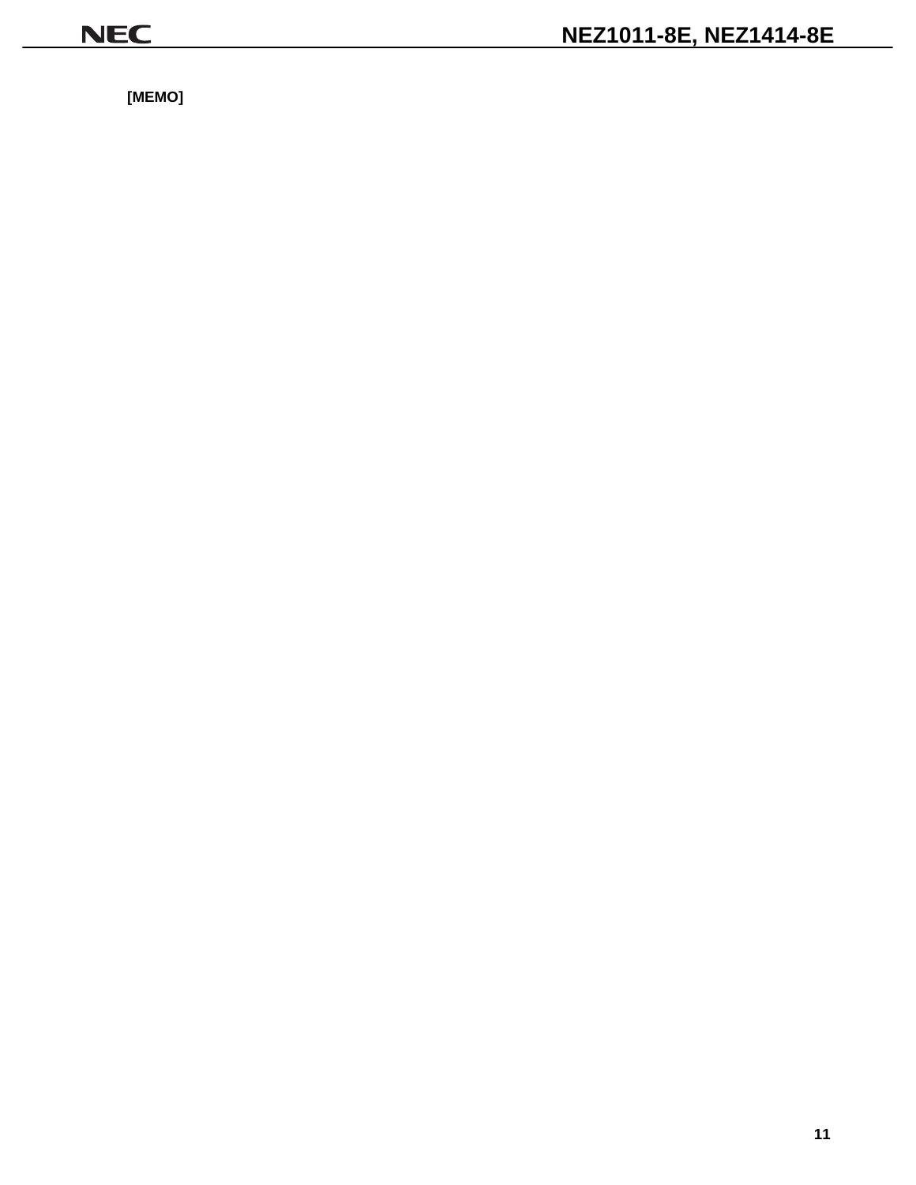[MEMO]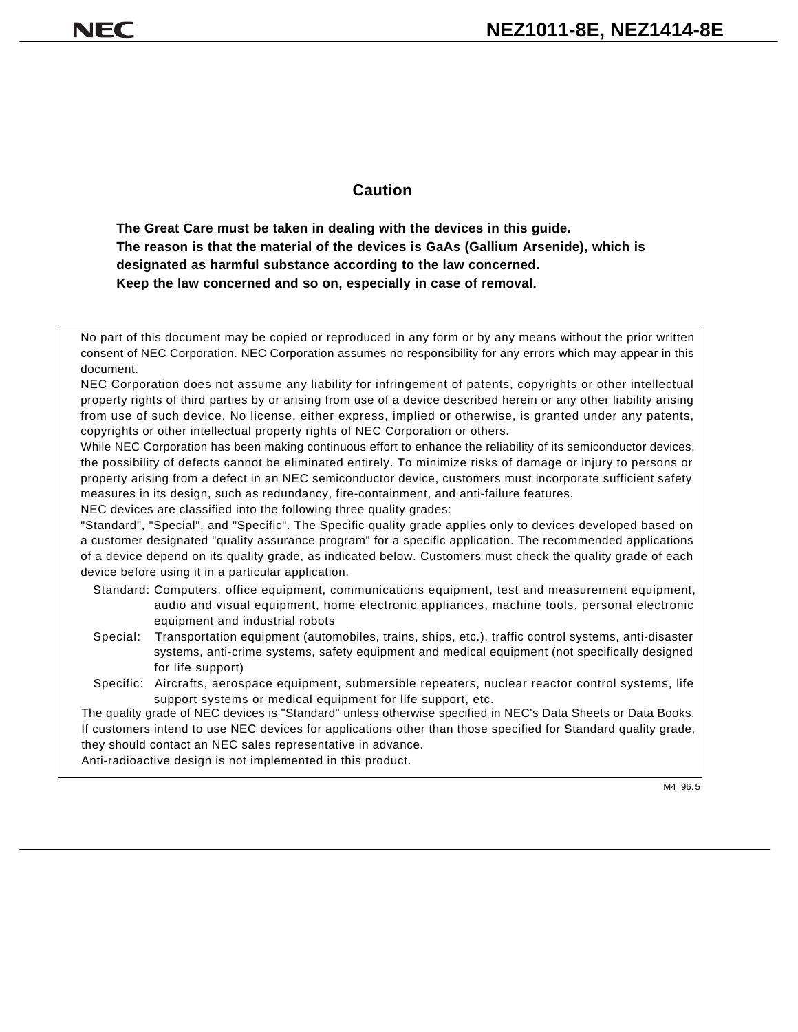## Caution

**The Great Care must be taken in dealing with the devices in this guide.**
**The reason is that the material of the devices is GaAs (Gallium Arsenide), which is designated as harmful substance according to the law concerned.**
**Keep the law concerned and so on, especially in case of removal.**

No part of this document may be copied or reproduced in any form or by any means without the prior written consent of NEC Corporation. NEC Corporation assumes no responsibility for any errors which may appear in this document.

NEC Corporation does not assume any liability for infringement of patents, copyrights or other intellectual property rights of third parties by or arising from use of a device described herein or any other liability arising from use of such device. No license, either express, implied or otherwise, is granted under any patents, copyrights or other intellectual property rights of NEC Corporation or others.

While NEC Corporation has been making continuous effort to enhance the reliability of its semiconductor devices, the possibility of defects cannot be eliminated entirely. To minimize risks of damage or injury to persons or property arising from a defect in an NEC semiconductor device, customers must incorporate sufficient safety measures in its design, such as redundancy, fire-containment, and anti-failure features.

NEC devices are classified into the following three quality grades:
"Standard", "Special", and "Specific". The Specific quality grade applies only to devices developed based on a customer designated "quality assurance program" for a specific application. The recommended applications of a device depend on its quality grade, as indicated below. Customers must check the quality grade of each device before using it in a particular application.

- Standard: Computers, office equipment, communications equipment, test and measurement equipment, audio and visual equipment, home electronic appliances, machine tools, personal electronic equipment and industrial robots
- Special: Transportation equipment (automobiles, trains, ships, etc.), traffic control systems, anti-disaster systems, anti-crime systems, safety equipment and medical equipment (not specifically designed for life support)
- Specific: Aircrafts, aerospace equipment, submersible repeaters, nuclear reactor control systems, life support systems or medical equipment for life support, etc.

The quality grade of NEC devices is "Standard" unless otherwise specified in NEC's Data Sheets or Data Books. If customers intend to use NEC devices for applications other than those specified for Standard quality grade, they should contact an NEC sales representative in advance.

Anti-radioactive design is not implemented in this product.

M4 96.5